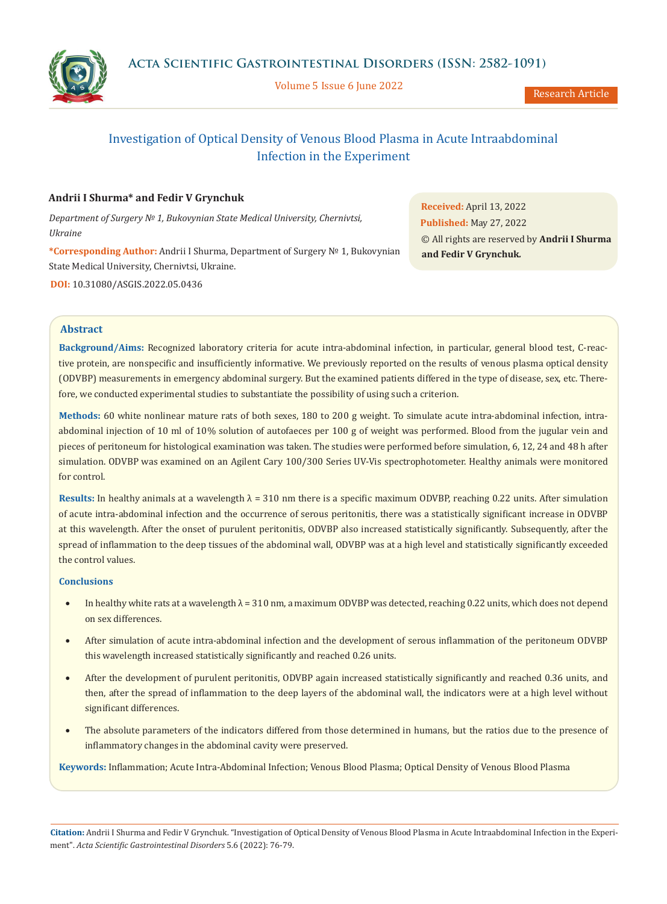Research Article

# Investigation of Optical Density of Venous Blood Plasma in Acute Intraabdominal Infection in the Experiment

**Andrii I Shurma\* and Fedir V Grynchuk**

*Department of Surgery № 1, Bukovynian State Medical University, Chernivtsi, Ukraine*

**\*Corresponding Author:** Andrii I Shurma, Department of Surgery № 1, Bukovynian State Medical University, Chernivtsi, Ukraine.

**DOI:** 10.31080/ASGIS.2022.05.0436

**Received:** April 13, 2022
**Published:** May 27, 2022
© All rights are reserved by **Andrii I Shurma and Fedir V Grynchuk.**

## Abstract

**Background/Aims:** Recognized laboratory criteria for acute intra-abdominal infection, in particular, general blood test, C-reactive protein, are nonspecific and insufficiently informative. We previously reported on the results of venous plasma optical density (ODVBP) measurements in emergency abdominal surgery. But the examined patients differed in the type of disease, sex, etc. Therefore, we conducted experimental studies to substantiate the possibility of using such a criterion.

**Methods:** 60 white nonlinear mature rats of both sexes, 180 to 200 g weight. To simulate acute intra-abdominal infection, intra-abdominal injection of 10 ml of 10% solution of autofaeces per 100 g of weight was performed. Blood from the jugular vein and pieces of peritoneum for histological examination was taken. The studies were performed before simulation, 6, 12, 24 and 48 h after simulation. ODVBP was examined on an Agilent Cary 100/300 Series UV-Vis spectrophotometer. Healthy animals were monitored for control.

**Results:** In healthy animals at a wavelength λ = 310 nm there is a specific maximum ODVBP, reaching 0.22 units. After simulation of acute intra-abdominal infection and the occurrence of serous peritonitis, there was a statistically significant increase in ODVBP at this wavelength. After the onset of purulent peritonitis, ODVBP also increased statistically significantly. Subsequently, after the spread of inflammation to the deep tissues of the abdominal wall, ODVBP was at a high level and statistically significantly exceeded the control values.

**Conclusions**

- In healthy white rats at a wavelength λ = 310 nm, a maximum ODVBP was detected, reaching 0.22 units, which does not depend on sex differences.
- After simulation of acute intra-abdominal infection and the development of serous inflammation of the peritoneum ODVBP this wavelength increased statistically significantly and reached 0.26 units.
- After the development of purulent peritonitis, ODVBP again increased statistically significantly and reached 0.36 units, and then, after the spread of inflammation to the deep layers of the abdominal wall, the indicators were at a high level without significant differences.
- The absolute parameters of the indicators differed from those determined in humans, but the ratios due to the presence of inflammatory changes in the abdominal cavity were preserved.

**Keywords:** Inflammation; Acute Intra-Abdominal Infection; Venous Blood Plasma; Optical Density of Venous Blood Plasma

**Citation:** Andrii I Shurma and Fedir V Grynchuk. "Investigation of Optical Density of Venous Blood Plasma in Acute Intraabdominal Infection in the Experiment". *Acta Scientific Gastrointestinal Disorders* 5.6 (2022): 76-79.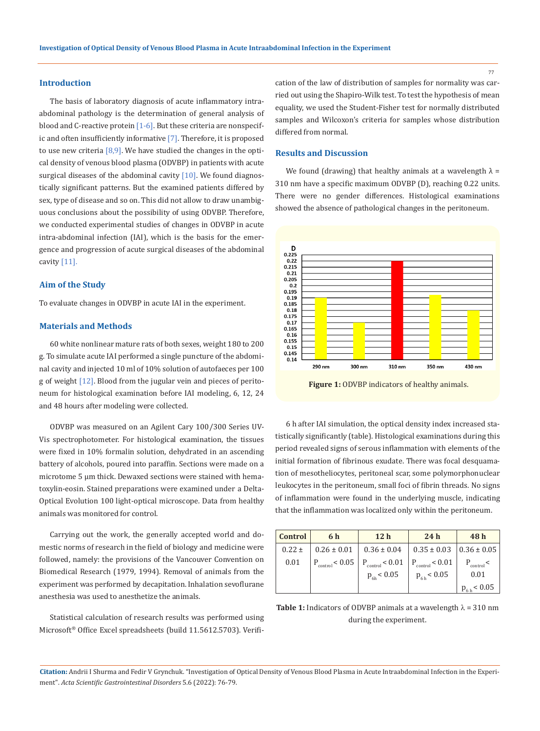## Introduction

The basis of laboratory diagnosis of acute inflammatory intra-abdominal pathology is the determination of general analysis of blood and C-reactive protein [1-6]. But these criteria are nonspecific and often insufficiently informative [7]. Therefore, it is proposed to use new criteria [8,9]. We have studied the changes in the optical density of venous blood plasma (ODVBP) in patients with acute surgical diseases of the abdominal cavity [10]. We found diagnostically significant patterns. But the examined patients differed by sex, type of disease and so on. This did not allow to draw unambiguous conclusions about the possibility of using ODVBP. Therefore, we conducted experimental studies of changes in ODVBP in acute intra-abdominal infection (IAI), which is the basis for the emergence and progression of acute surgical diseases of the abdominal cavity [11].

## Aim of the Study

To evaluate changes in ODVBP in acute IAI in the experiment.

## Materials and Methods

60 white nonlinear mature rats of both sexes, weight 180 to 200 g. To simulate acute IAI performed a single puncture of the abdominal cavity and injected 10 ml of 10% solution of autofaeces per 100 g of weight [12]. Blood from the jugular vein and pieces of peritoneum for histological examination before IAI modeling, 6, 12, 24 and 48 hours after modeling were collected.

ODVBP was measured on an Agilent Cary 100/300 Series UV-Vis spectrophotometer. For histological examination, the tissues were fixed in 10% formalin solution, dehydrated in an ascending battery of alcohols, poured into paraffin. Sections were made on a microtome 5 µm thick. Dewaxed sections were stained with hematoxylin-eosin. Stained preparations were examined under a Delta-Optical Evolution 100 light-optical microscope. Data from healthy animals was monitored for control.

Carrying out the work, the generally accepted world and domestic norms of research in the field of biology and medicine were followed, namely: the provisions of the Vancouver Convention on Biomedical Research (1979, 1994). Removal of animals from the experiment was performed by decapitation. Inhalation sevoflurane anesthesia was used to anesthetize the animals.

Statistical calculation of research results was performed using Microsoft® Office Excel spreadsheets (build 11.5612.5703). Verification of the law of distribution of samples for normality was carried out using the Shapiro-Wilk test. To test the hypothesis of mean equality, we used the Student-Fisher test for normally distributed samples and Wilcoxon's criteria for samples whose distribution differed from normal.

## Results and Discussion

We found (drawing) that healthy animals at a wavelength λ = 310 nm have a specific maximum ODVBP (D), reaching 0.22 units. There were no gender differences. Histological examinations showed the absence of pathological changes in the peritoneum.

**Figure 1:** ODVBP indicators of healthy animals.

6 h after IAI simulation, the optical density index increased statistically significantly (table). Histological examinations during this period revealed signs of serous inflammation with elements of the initial formation of fibrinous exudate. There was focal desquamation of mesotheliocytes, peritoneal scar, some polymorphonuclear leukocytes in the peritoneum, small foci of fibrin threads. No signs of inflammation were found in the underlying muscle, indicating that the inflammation was localized only within the peritoneum.

| Control | 6 h | 12 h | 24 h | 48 h |
|---|---|---|---|---|
| 0.22 ± 0.01 | 0.26 ± 0.01 $P_{control} < 0.05$ | 0.36 ± 0.04 $P_{control} < 0.01$ $p_{6h} < 0.05$ | 0.35 ± 0.03 $P_{control} < 0.01$ $p_{6h} < 0.05$ | 0.36 ± 0.05 $P_{control} < 0.01$ $p_{6h} < 0.05$ |

**Table 1:** Indicators of ODVBP animals at a wavelength λ = 310 nm during the experiment.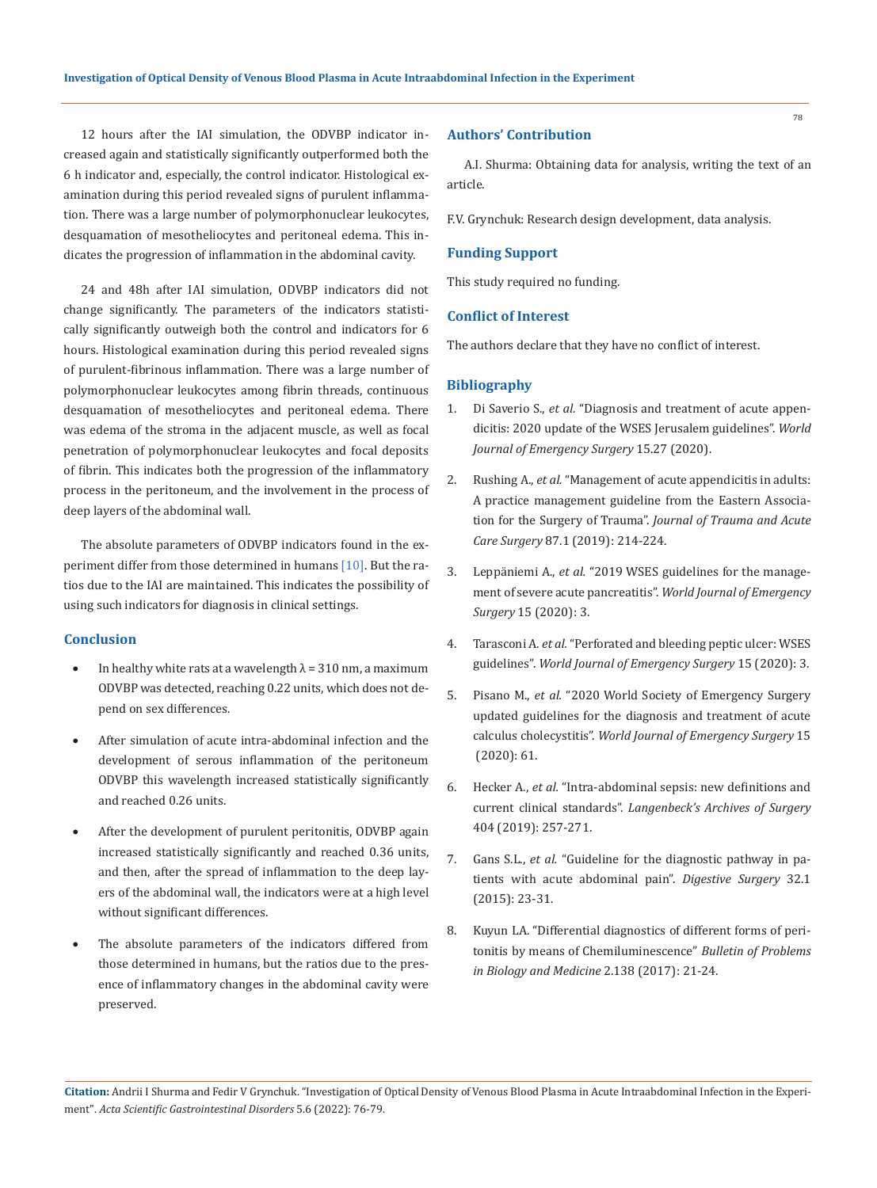12 hours after the IAI simulation, the ODVBP indicator increased again and statistically significantly outperformed both the 6 h indicator and, especially, the control indicator. Histological examination during this period revealed signs of purulent inflammation. There was a large number of polymorphonuclear leukocytes, desquamation of mesotheliocytes and peritoneal edema. This indicates the progression of inflammation in the abdominal cavity.

24 and 48h after IAI simulation, ODVBP indicators did not change significantly. The parameters of the indicators statistically significantly outweigh both the control and indicators for 6 hours. Histological examination during this period revealed signs of purulent-fibrinous inflammation. There was a large number of polymorphonuclear leukocytes among fibrin threads, continuous desquamation of mesotheliocytes and peritoneal edema. There was edema of the stroma in the adjacent muscle, as well as focal penetration of polymorphonuclear leukocytes and focal deposits of fibrin. This indicates both the progression of the inflammatory process in the peritoneum, and the involvement in the process of deep layers of the abdominal wall.

The absolute parameters of ODVBP indicators found in the experiment differ from those determined in humans [10]. But the ratios due to the IAI are maintained. This indicates the possibility of using such indicators for diagnosis in clinical settings.

## Conclusion

- In healthy white rats at a wavelength λ = 310 nm, a maximum ODVBP was detected, reaching 0.22 units, which does not depend on sex differences.
- After simulation of acute intra-abdominal infection and the development of serous inflammation of the peritoneum ODVBP this wavelength increased statistically significantly and reached 0.26 units.
- After the development of purulent peritonitis, ODVBP again increased statistically significantly and reached 0.36 units, and then, after the spread of inflammation to the deep layers of the abdominal wall, the indicators were at a high level without significant differences.
- The absolute parameters of the indicators differed from those determined in humans, but the ratios due to the presence of inflammatory changes in the abdominal cavity were preserved.

## Authors' Contribution

A.I. Shurma: Obtaining data for analysis, writing the text of an article.

F.V. Grynchuk: Research design development, data analysis.

## Funding Support

This study required no funding.

## Conflict of Interest

The authors declare that they have no conflict of interest.

## Bibliography

1. Di Saverio S., *et al.* "Diagnosis and treatment of acute appendicitis: 2020 update of the WSES Jerusalem guidelines". *World Journal of Emergency Surgery* 15.27 (2020).
2. Rushing A., *et al.* "Management of acute appendicitis in adults: A practice management guideline from the Eastern Association for the Surgery of Trauma". *Journal of Trauma and Acute Care Surgery* 87.1 (2019): 214-224.
3. Leppäniemi A., *et al.* "2019 WSES guidelines for the management of severe acute pancreatitis". *World Journal of Emergency Surgery* 15 (2020): 3.
4. Tarasconi A. *et al.* "Perforated and bleeding peptic ulcer: WSES guidelines". *World Journal of Emergency Surgery* 15 (2020): 3.
5. Pisano M., *et al.* "2020 World Society of Emergency Surgery updated guidelines for the diagnosis and treatment of acute calculus cholecystitis". *World Journal of Emergency Surgery* 15 (2020): 61.
6. Hecker A., *et al.* "Intra-abdominal sepsis: new definitions and current clinical standards". *Langenbeck's Archives of Surgery* 404 (2019): 257-271.
7. Gans S.L., *et al.* "Guideline for the diagnostic pathway in patients with acute abdominal pain". *Digestive Surgery* 32.1 (2015): 23-31.
8. Kuyun LA. "Differential diagnostics of different forms of peritonitis by means of Chemiluminescence" *Bulletin of Problems in Biology and Medicine* 2.138 (2017): 21-24.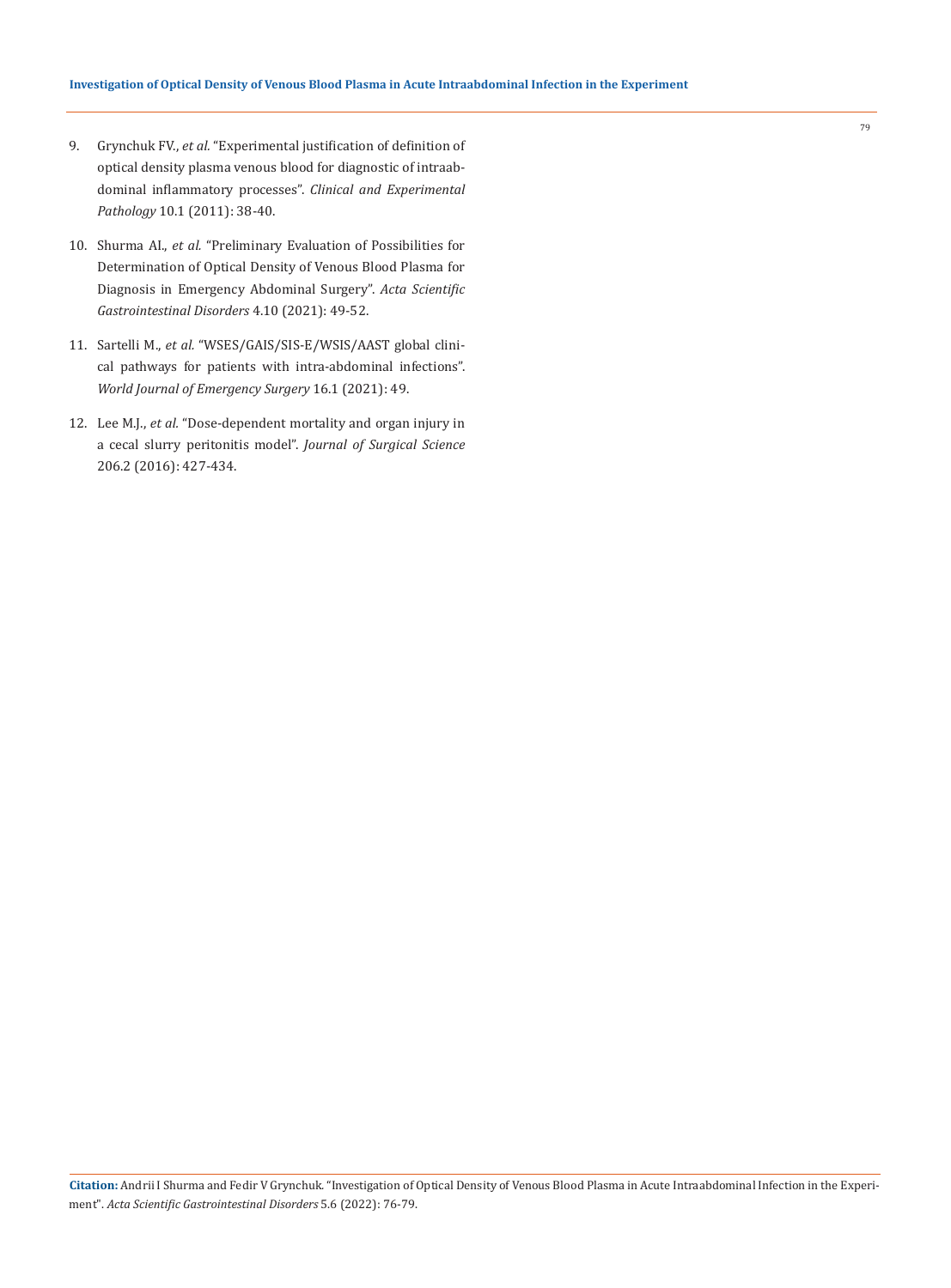9. Grynchuk FV., *et al*. "Experimental justification of definition of optical density plasma venous blood for diagnostic of intraabdominal inflammatory processes". *Clinical and Experimental Pathology* 10.1 (2011): 38-40.

10. Shurma AI., *et al.* "Preliminary Evaluation of Possibilities for Determination of Optical Density of Venous Blood Plasma for Diagnosis in Emergency Abdominal Surgery". *Acta Scientific Gastrointestinal Disorders* 4.10 (2021): 49-52.

11. Sartelli M., *et al.* "WSES/GAIS/SIS-E/WSIS/AAST global clinical pathways for patients with intra-abdominal infections". *World Journal of Emergency Surgery* 16.1 (2021): 49.

12. Lee M.J., *et al.* "Dose-dependent mortality and organ injury in a cecal slurry peritonitis model". *Journal of Surgical Science* 206.2 (2016): 427-434.